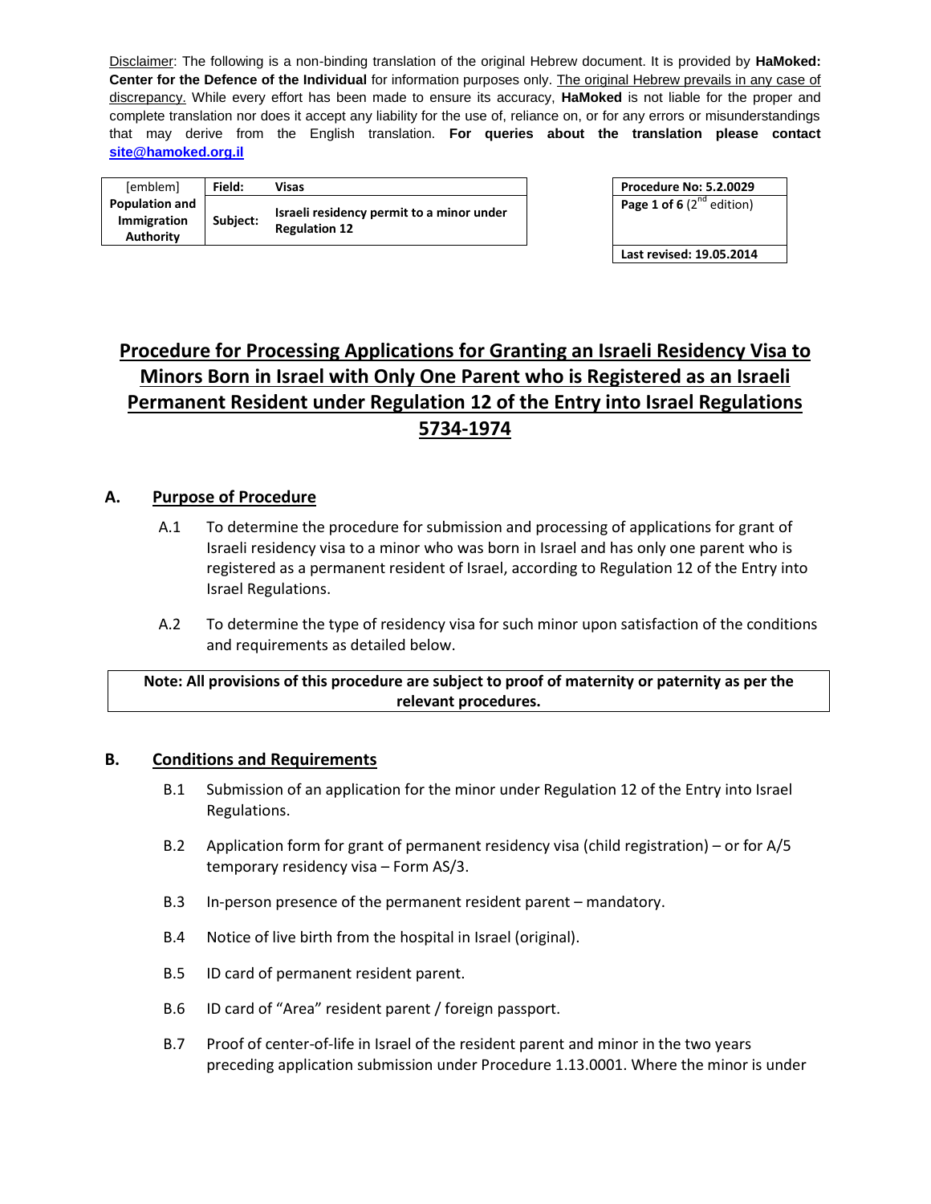Disclaimer: The following is a non-binding translation of the original Hebrew document. It is provided by **HaMoked: Center for the Defence of the Individual** for information purposes only. The original Hebrew prevails in any case of discrepancy. While every effort has been made to ensure its accuracy, **HaMoked** is not liable for the proper and complete translation nor does it accept any liability for the use of, reliance on, or for any errors or misunderstandings that may derive from the English translation. **For queries about the translation please contact site@hamoked.org.il**

| [emblem] **Population and Immigration Authority** | **Field:** | **Visas** |
|---|---|---|
| | **Subject:** | **Israeli residency permit to a minor under Regulation 12** |

| **Procedure No: 5.2.0029** |
|---|
| **Page 1 of 6** (2nd edition) |
| **Last revised: 19.05.2014** |

# Procedure for Processing Applications for Granting an Israeli Residency Visa to Minors Born in Israel with Only One Parent who is Registered as an Israeli Permanent Resident under Regulation 12 of the Entry into Israel Regulations 5734-1974

## A. Purpose of Procedure

A.1 To determine the procedure for submission and processing of applications for grant of Israeli residency visa to a minor who was born in Israel and has only one parent who is registered as a permanent resident of Israel, according to Regulation 12 of the Entry into Israel Regulations.

A.2 To determine the type of residency visa for such minor upon satisfaction of the conditions and requirements as detailed below.

**Note: All provisions of this procedure are subject to proof of maternity or paternity as per the relevant procedures.**

## B. Conditions and Requirements

B.1 Submission of an application for the minor under Regulation 12 of the Entry into Israel Regulations.

B.2 Application form for grant of permanent residency visa (child registration) – or for A/5 temporary residency visa – Form AS/3.

B.3 In-person presence of the permanent resident parent – mandatory.

B.4 Notice of live birth from the hospital in Israel (original).

B.5 ID card of permanent resident parent.

B.6 ID card of "Area" resident parent / foreign passport.

B.7 Proof of center-of-life in Israel of the resident parent and minor in the two years preceding application submission under Procedure 1.13.0001. Where the minor is under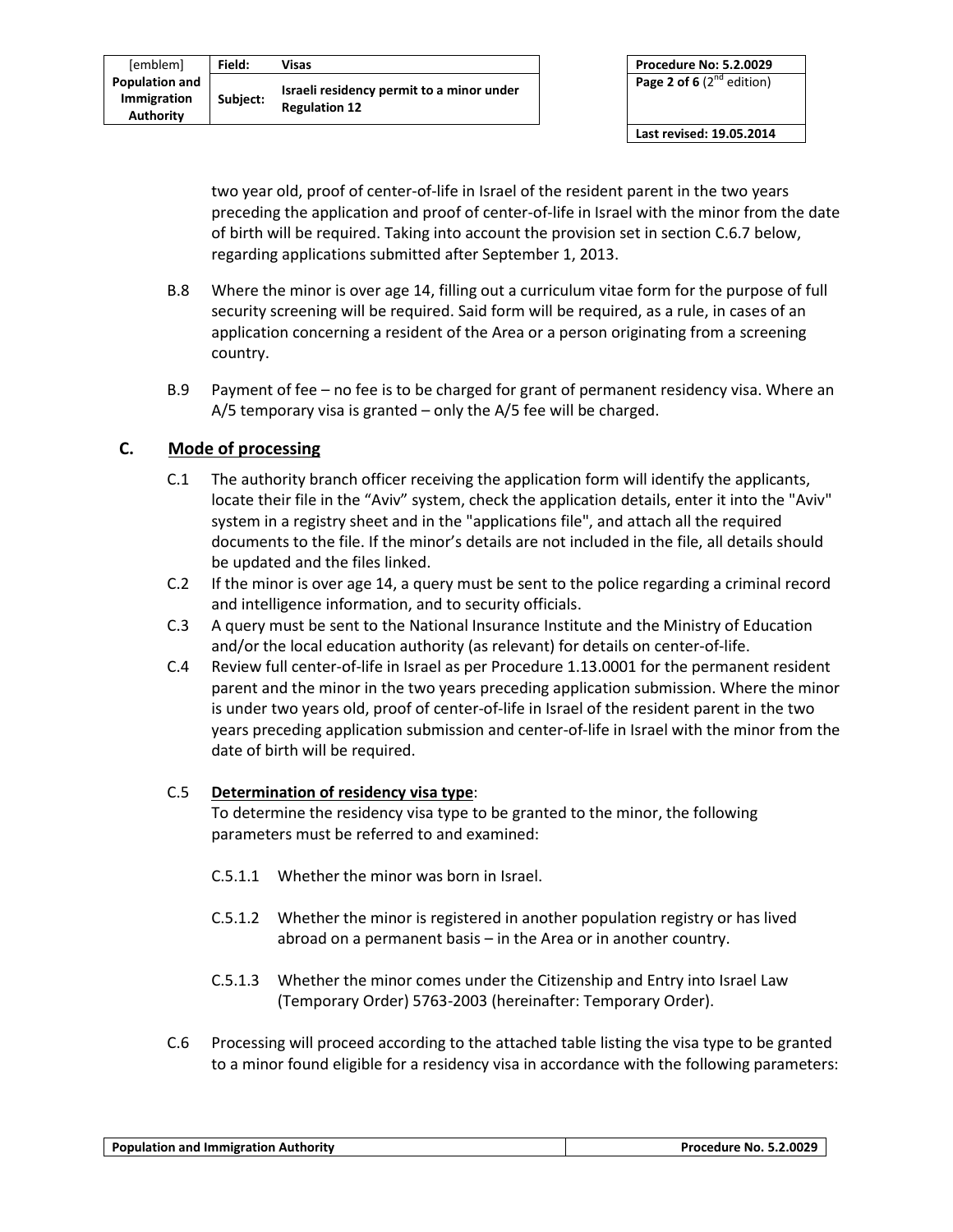two year old, proof of center-of-life in Israel of the resident parent in the two years preceding the application and proof of center-of-life in Israel with the minor from the date of birth will be required. Taking into account the provision set in section C.6.7 below, regarding applications submitted after September 1, 2013.

B.8 Where the minor is over age 14, filling out a curriculum vitae form for the purpose of full security screening will be required. Said form will be required, as a rule, in cases of an application concerning a resident of the Area or a person originating from a screening country.

B.9 Payment of fee – no fee is to be charged for grant of permanent residency visa. Where an A/5 temporary visa is granted – only the A/5 fee will be charged.

## C. Mode of processing

C.1 The authority branch officer receiving the application form will identify the applicants, locate their file in the “Aviv” system, check the application details, enter it into the "Aviv" system in a registry sheet and in the "applications file", and attach all the required documents to the file. If the minor’s details are not included in the file, all details should be updated and the files linked.

C.2 If the minor is over age 14, a query must be sent to the police regarding a criminal record and intelligence information, and to security officials.

C.3 A query must be sent to the National Insurance Institute and the Ministry of Education and/or the local education authority (as relevant) for details on center-of-life.

C.4 Review full center-of-life in Israel as per Procedure 1.13.0001 for the permanent resident parent and the minor in the two years preceding application submission. Where the minor is under two years old, proof of center-of-life in Israel of the resident parent in the two years preceding application submission and center-of-life in Israel with the minor from the date of birth will be required.

C.5 **Determination of residency visa type**:
To determine the residency visa type to be granted to the minor, the following parameters must be referred to and examined:

C.5.1.1 Whether the minor was born in Israel.

C.5.1.2 Whether the minor is registered in another population registry or has lived abroad on a permanent basis – in the Area or in another country.

C.5.1.3 Whether the minor comes under the Citizenship and Entry into Israel Law (Temporary Order) 5763-2003 (hereinafter: Temporary Order).

C.6 Processing will proceed according to the attached table listing the visa type to be granted to a minor found eligible for a residency visa in accordance with the following parameters: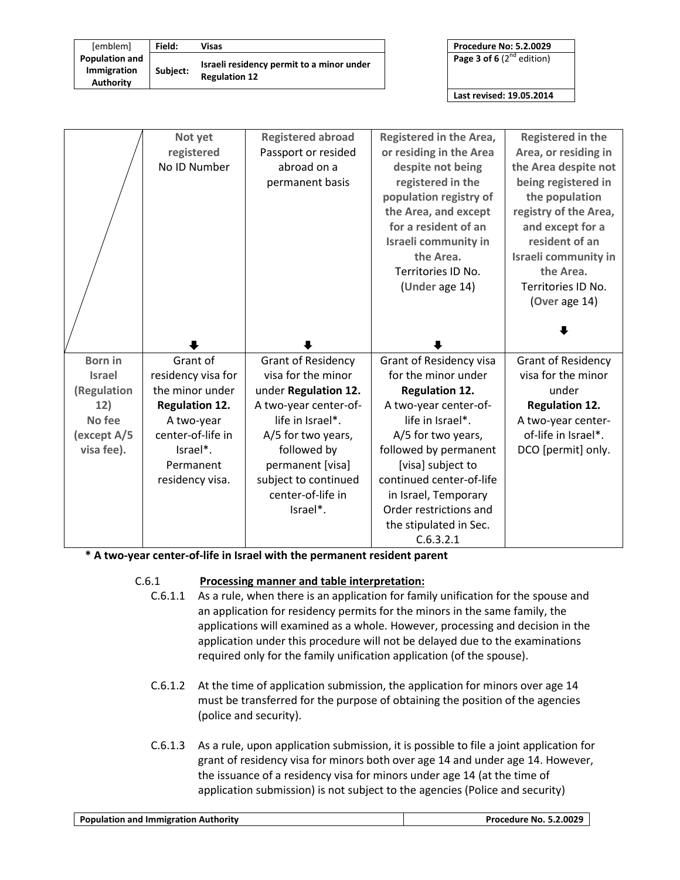| | Not yet registered No ID Number | Registered abroad Passport or resided abroad on a permanent basis | Registered in the Area, or residing in the Area despite not being registered in the population registry of the Area, and except for a resident of an Israeli community in the Area. Territories ID No. (Under age 14) | Registered in the Area, or residing in the Area despite not being registered in the population registry of the Area, and except for a resident of an Israeli community in the Area. Territories ID No. (Over age 14) |
|---|---|---|---|---|
| **Born in Israel (Regulation 12) No fee (except A/5 visa fee).** | Grant of residency visa for the minor under **Regulation 12.** A two-year center-of-life in Israel*. Permanent residency visa. | Grant of Residency visa for the minor under **Regulation 12.** A two-year center-of-life in Israel*. A/5 for two years, followed by permanent [visa] subject to continued center-of-life in Israel*. | Grant of Residency visa for the minor under **Regulation 12.** A two-year center-of-life in Israel*. A/5 for two years, followed by permanent [visa] subject to continued center-of-life in Israel, Temporary Order restrictions and the stipulated in Sec. C.6.3.2.1 | Grant of Residency visa for the minor under **Regulation 12.** A two-year center-of-life in Israel*. DCO [permit] only. |

**\* A two-year center-of-life in Israel with the permanent resident parent**

C.6.1 **Processing manner and table interpretation:**

C.6.1.1 As a rule, when there is an application for family unification for the spouse and an application for residency permits for the minors in the same family, the applications will examined as a whole. However, processing and decision in the application under this procedure will not be delayed due to the examinations required only for the family unification application (of the spouse).

C.6.1.2 At the time of application submission, the application for minors over age 14 must be transferred for the purpose of obtaining the position of the agencies (police and security).

C.6.1.3 As a rule, upon application submission, it is possible to file a joint application for grant of residency visa for minors both over age 14 and under age 14. However, the issuance of a residency visa for minors under age 14 (at the time of application submission) is not subject to the agencies (Police and security)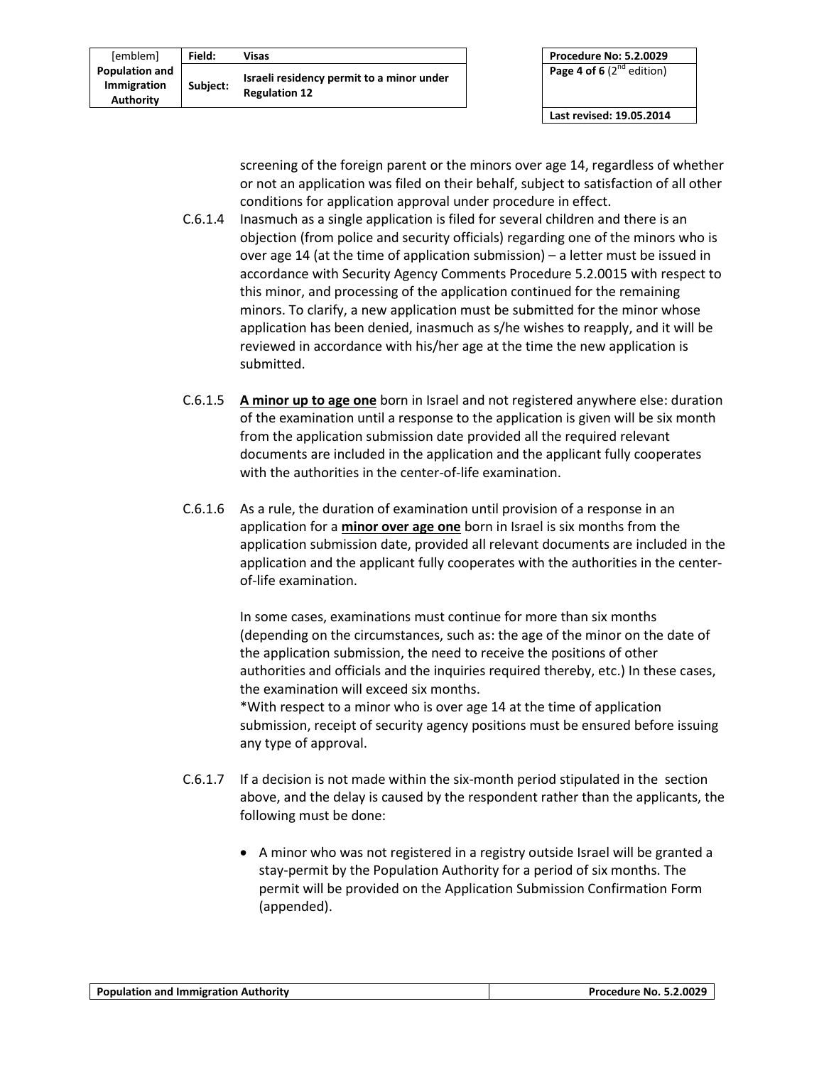screening of the foreign parent or the minors over age 14, regardless of whether or not an application was filed on their behalf, subject to satisfaction of all other conditions for application approval under procedure in effect.

C.6.1.4 Inasmuch as a single application is filed for several children and there is an objection (from police and security officials) regarding one of the minors who is over age 14 (at the time of application submission) – a letter must be issued in accordance with Security Agency Comments Procedure 5.2.0015 with respect to this minor, and processing of the application continued for the remaining minors. To clarify, a new application must be submitted for the minor whose application has been denied, inasmuch as s/he wishes to reapply, and it will be reviewed in accordance with his/her age at the time the new application is submitted.

C.6.1.5 **<u>A minor up to age one</u>** born in Israel and not registered anywhere else: duration of the examination until a response to the application is given will be six month from the application submission date provided all the required relevant documents are included in the application and the applicant fully cooperates with the authorities in the center-of-life examination.

C.6.1.6 As a rule, the duration of examination until provision of a response in an application for a **<u>minor over age one</u>** born in Israel is six months from the application submission date, provided all relevant documents are included in the application and the applicant fully cooperates with the authorities in the center-of-life examination.

In some cases, examinations must continue for more than six months (depending on the circumstances, such as: the age of the minor on the date of the application submission, the need to receive the positions of other authorities and officials and the inquiries required thereby, etc.) In these cases, the examination will exceed six months.

*With respect to a minor who is over age 14 at the time of application submission, receipt of security agency positions must be ensured before issuing any type of approval.

C.6.1.7 If a decision is not made within the six-month period stipulated in the section above, and the delay is caused by the respondent rather than the applicants, the following must be done:

- A minor who was not registered in a registry outside Israel will be granted a stay-permit by the Population Authority for a period of six months. The permit will be provided on the Application Submission Confirmation Form (appended).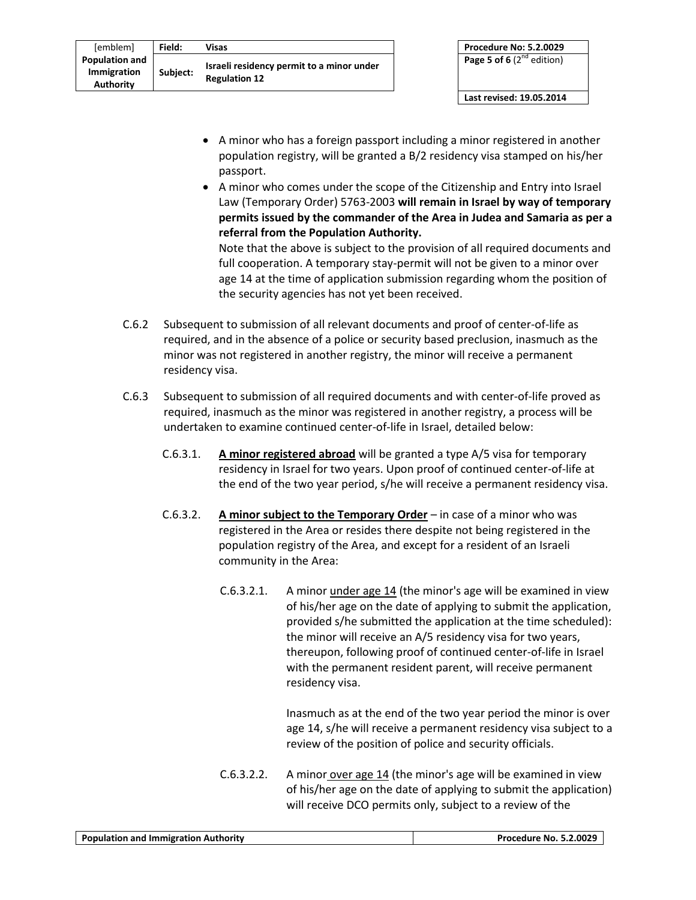- A minor who has a foreign passport including a minor registered in another population registry, will be granted a B/2 residency visa stamped on his/her passport.
- A minor who comes under the scope of the Citizenship and Entry into Israel Law (Temporary Order) 5763-2003 **will remain in Israel by way of temporary permits issued by the commander of the Area in Judea and Samaria as per a referral from the Population Authority.**

  Note that the above is subject to the provision of all required documents and full cooperation. A temporary stay-permit will not be given to a minor over age 14 at the time of application submission regarding whom the position of the security agencies has not yet been received.

C.6.2 Subsequent to submission of all relevant documents and proof of center-of-life as required, and in the absence of a police or security based preclusion, inasmuch as the minor was not registered in another registry, the minor will receive a permanent residency visa.

C.6.3 Subsequent to submission of all required documents and with center-of-life proved as required, inasmuch as the minor was registered in another registry, a process will be undertaken to examine continued center-of-life in Israel, detailed below:

C.6.3.1. **<u>A minor registered abroad</u>** will be granted a type A/5 visa for temporary residency in Israel for two years. Upon proof of continued center-of-life at the end of the two year period, s/he will receive a permanent residency visa.

C.6.3.2. **<u>A minor subject to the Temporary Order</u>** – in case of a minor who was registered in the Area or resides there despite not being registered in the population registry of the Area, and except for a resident of an Israeli community in the Area:

C.6.3.2.1. A minor <u>under age 14</u> (the minor's age will be examined in view of his/her age on the date of applying to submit the application, provided s/he submitted the application at the time scheduled): the minor will receive an A/5 residency visa for two years, thereupon, following proof of continued center-of-life in Israel with the permanent resident parent, will receive permanent residency visa.

Inasmuch as at the end of the two year period the minor is over age 14, s/he will receive a permanent residency visa subject to a review of the position of police and security officials.

C.6.3.2.2. A minor <u>over age 14</u> (the minor's age will be examined in view of his/her age on the date of applying to submit the application) will receive DCO permits only, subject to a review of the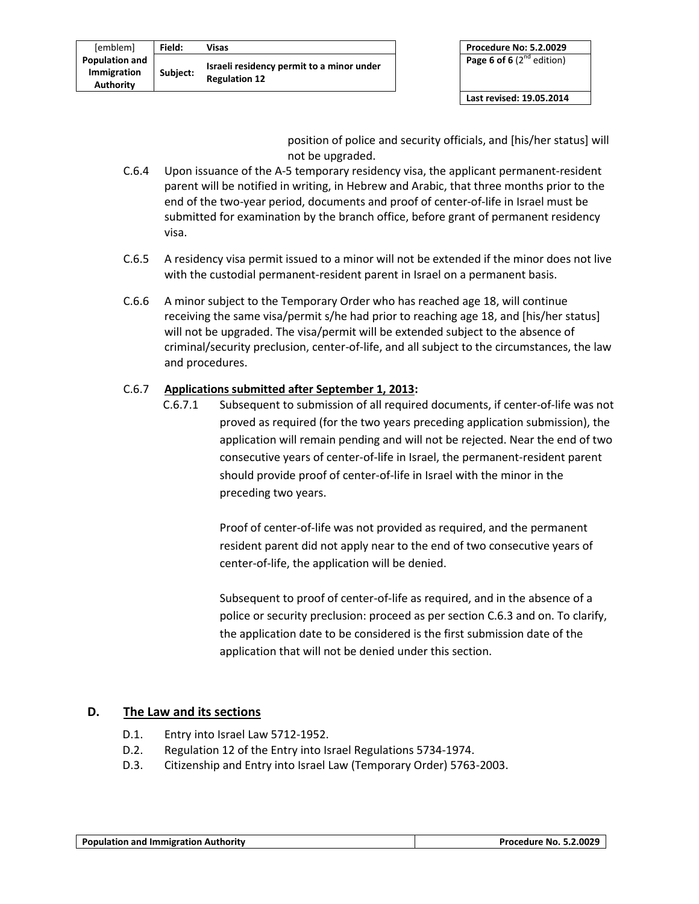position of police and security officials, and [his/her status] will not be upgraded.

C.6.4 Upon issuance of the A-5 temporary residency visa, the applicant permanent-resident parent will be notified in writing, in Hebrew and Arabic, that three months prior to the end of the two-year period, documents and proof of center-of-life in Israel must be submitted for examination by the branch office, before grant of permanent residency visa.

C.6.5 A residency visa permit issued to a minor will not be extended if the minor does not live with the custodial permanent-resident parent in Israel on a permanent basis.

C.6.6 A minor subject to the Temporary Order who has reached age 18, will continue receiving the same visa/permit s/he had prior to reaching age 18, and [his/her status] will not be upgraded. The visa/permit will be extended subject to the absence of criminal/security preclusion, center-of-life, and all subject to the circumstances, the law and procedures.

C.6.7 **Applications submitted after September 1, 2013:**

C.6.7.1 Subsequent to submission of all required documents, if center-of-life was not proved as required (for the two years preceding application submission), the application will remain pending and will not be rejected. Near the end of two consecutive years of center-of-life in Israel, the permanent-resident parent should provide proof of center-of-life in Israel with the minor in the preceding two years.

Proof of center-of-life was not provided as required, and the permanent resident parent did not apply near to the end of two consecutive years of center-of-life, the application will be denied.

Subsequent to proof of center-of-life as required, and in the absence of a police or security preclusion: proceed as per section C.6.3 and on. To clarify, the application date to be considered is the first submission date of the application that will not be denied under this section.

## D. The Law and its sections

D.1. Entry into Israel Law 5712-1952.

D.2. Regulation 12 of the Entry into Israel Regulations 5734-1974.

D.3. Citizenship and Entry into Israel Law (Temporary Order) 5763-2003.